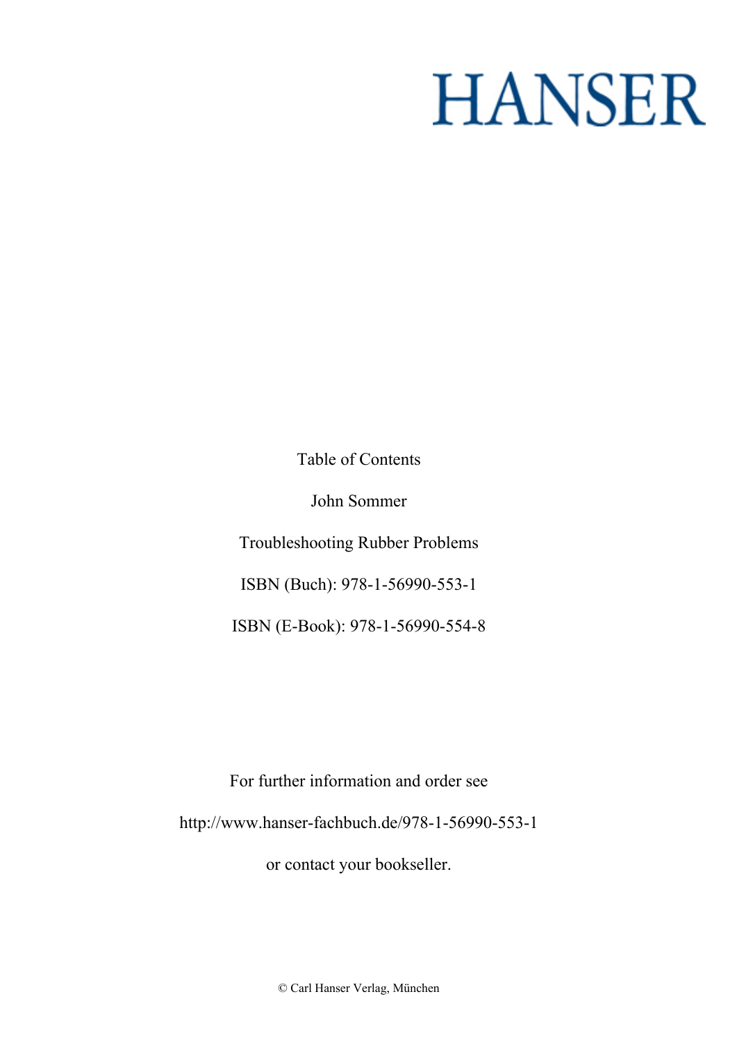# HANSER

Table of Contents

John Sommer

Troubleshooting Rubber Problems

ISBN (Buch): 978-1-56990-553-1

ISBN (E-Book): 978-1-56990-554-8

For further information and order see

http://www.hanser-fachbuch.de/978-1-56990-553-1

or contact your bookseller.

© Carl Hanser Verlag, München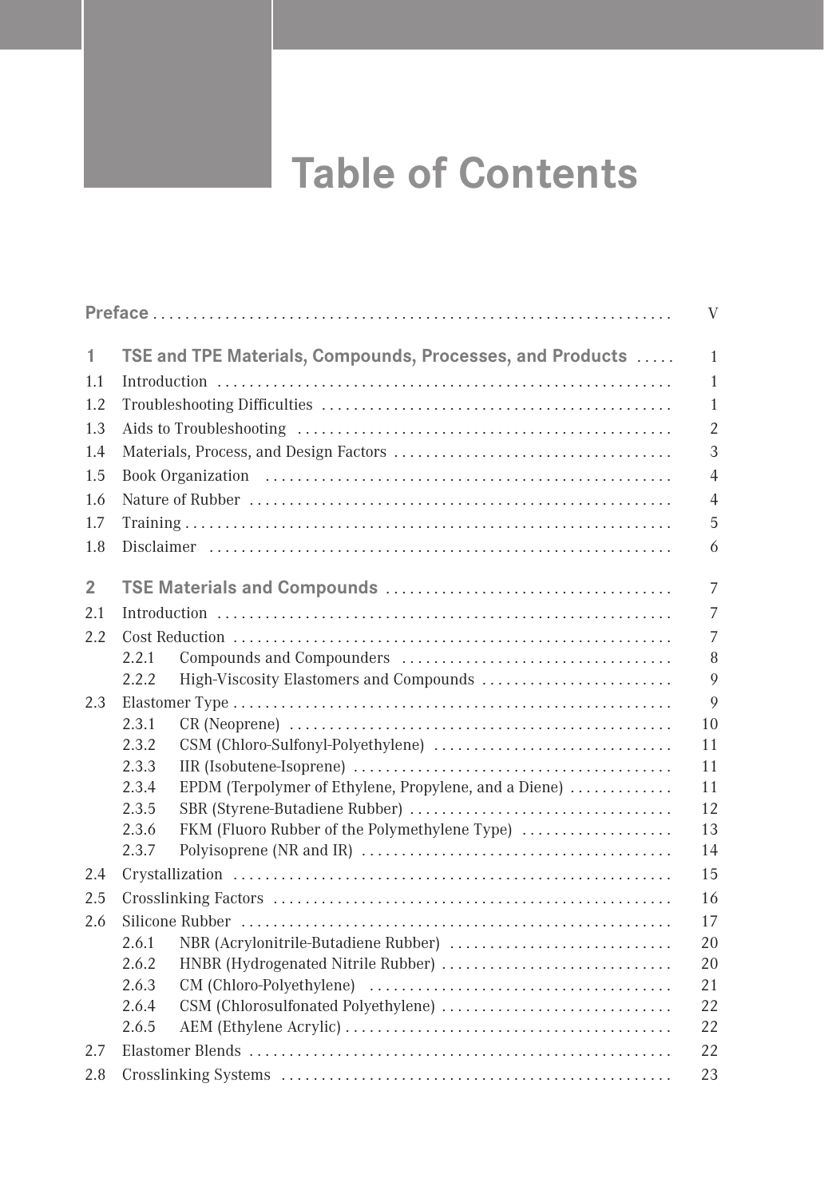# Table of Contents

**Preface** . . . . . . . . . . . . . . . . . . . . . . . . . . . . . . . . . . . . . . . . . . . . . . . . . . . . . . . . . . . . . . . V

**1 TSE and TPE Materials, Compounds, Processes, and Products** . . . . . 1

1.1 Introduction . . . . . . . . . . . . . . . . . . . . . . . . . . . . . . . . . . . . . . . . . . . . . . . . . . . . . 1

1.2 Troubleshooting Difficulties . . . . . . . . . . . . . . . . . . . . . . . . . . . . . . . . . . . . . . . . . . . 1

1.3 Aids to Troubleshooting . . . . . . . . . . . . . . . . . . . . . . . . . . . . . . . . . . . . . . . . . . . . . . 2

1.4 Materials, Process, and Design Factors . . . . . . . . . . . . . . . . . . . . . . . . . . . . . . . . . . 3

1.5 Book Organization . . . . . . . . . . . . . . . . . . . . . . . . . . . . . . . . . . . . . . . . . . . . . . . . . . 4

1.6 Nature of Rubber . . . . . . . . . . . . . . . . . . . . . . . . . . . . . . . . . . . . . . . . . . . . . . . . . . . 4

1.7 Training . . . . . . . . . . . . . . . . . . . . . . . . . . . . . . . . . . . . . . . . . . . . . . . . . . . . . . . . . . . 5

1.8 Disclaimer . . . . . . . . . . . . . . . . . . . . . . . . . . . . . . . . . . . . . . . . . . . . . . . . . . . . . . . . 6

**2 TSE Materials and Compounds** . . . . . . . . . . . . . . . . . . . . . . . . . . . . . . . . . . . 7

2.1 Introduction . . . . . . . . . . . . . . . . . . . . . . . . . . . . . . . . . . . . . . . . . . . . . . . . . . . . . . . 7

2.2 Cost Reduction . . . . . . . . . . . . . . . . . . . . . . . . . . . . . . . . . . . . . . . . . . . . . . . . . . . . . 7

- 2.2.1 Compounds and Compounders . . . . . . . . . . . . . . . . . . . . . . . . . . . . . . . . . 8
- 2.2.2 High-Viscosity Elastomers and Compounds . . . . . . . . . . . . . . . . . . . . . . . 9

2.3 Elastomer Type . . . . . . . . . . . . . . . . . . . . . . . . . . . . . . . . . . . . . . . . . . . . . . . . . . . . . 9

- 2.3.1 CR (Neoprene) . . . . . . . . . . . . . . . . . . . . . . . . . . . . . . . . . . . . . . . . . . . . . . . 10
- 2.3.2 CSM (Chloro-Sulfonyl-Polyethylene) . . . . . . . . . . . . . . . . . . . . . . . . . . . . . 11
- 2.3.3 IIR (Isobutene-Isoprene) . . . . . . . . . . . . . . . . . . . . . . . . . . . . . . . . . . . . . . . 11
- 2.3.4 EPDM (Terpolymer of Ethylene, Propylene, and a Diene) . . . . . . . . . . . . 11
- 2.3.5 SBR (Styrene-Butadiene Rubber) . . . . . . . . . . . . . . . . . . . . . . . . . . . . . . . . 12
- 2.3.6 FKM (Fluoro Rubber of the Polymethylene Type) . . . . . . . . . . . . . . . . . . 13
- 2.3.7 Polyisoprene (NR and IR) . . . . . . . . . . . . . . . . . . . . . . . . . . . . . . . . . . . . . . 14

2.4 Crystallization . . . . . . . . . . . . . . . . . . . . . . . . . . . . . . . . . . . . . . . . . . . . . . . . . . . . . 15

2.5 Crosslinking Factors . . . . . . . . . . . . . . . . . . . . . . . . . . . . . . . . . . . . . . . . . . . . . . . . . 16

2.6 Silicone Rubber . . . . . . . . . . . . . . . . . . . . . . . . . . . . . . . . . . . . . . . . . . . . . . . . . . . . . 17

- 2.6.1 NBR (Acrylonitrile-Butadiene Rubber) . . . . . . . . . . . . . . . . . . . . . . . . . . . 20
- 2.6.2 HNBR (Hydrogenated Nitrile Rubber) . . . . . . . . . . . . . . . . . . . . . . . . . . . . 20
- 2.6.3 CM (Chloro-Polyethylene) . . . . . . . . . . . . . . . . . . . . . . . . . . . . . . . . . . . . . 21
- 2.6.4 CSM (Chlorosulfonated Polyethylene) . . . . . . . . . . . . . . . . . . . . . . . . . . . . 22
- 2.6.5 AEM (Ethylene Acrylic) . . . . . . . . . . . . . . . . . . . . . . . . . . . . . . . . . . . . . . . . 22

2.7 Elastomer Blends . . . . . . . . . . . . . . . . . . . . . . . . . . . . . . . . . . . . . . . . . . . . . . . . . . . 22

2.8 Crosslinking Systems . . . . . . . . . . . . . . . . . . . . . . . . . . . . . . . . . . . . . . . . . . . . . . . . 23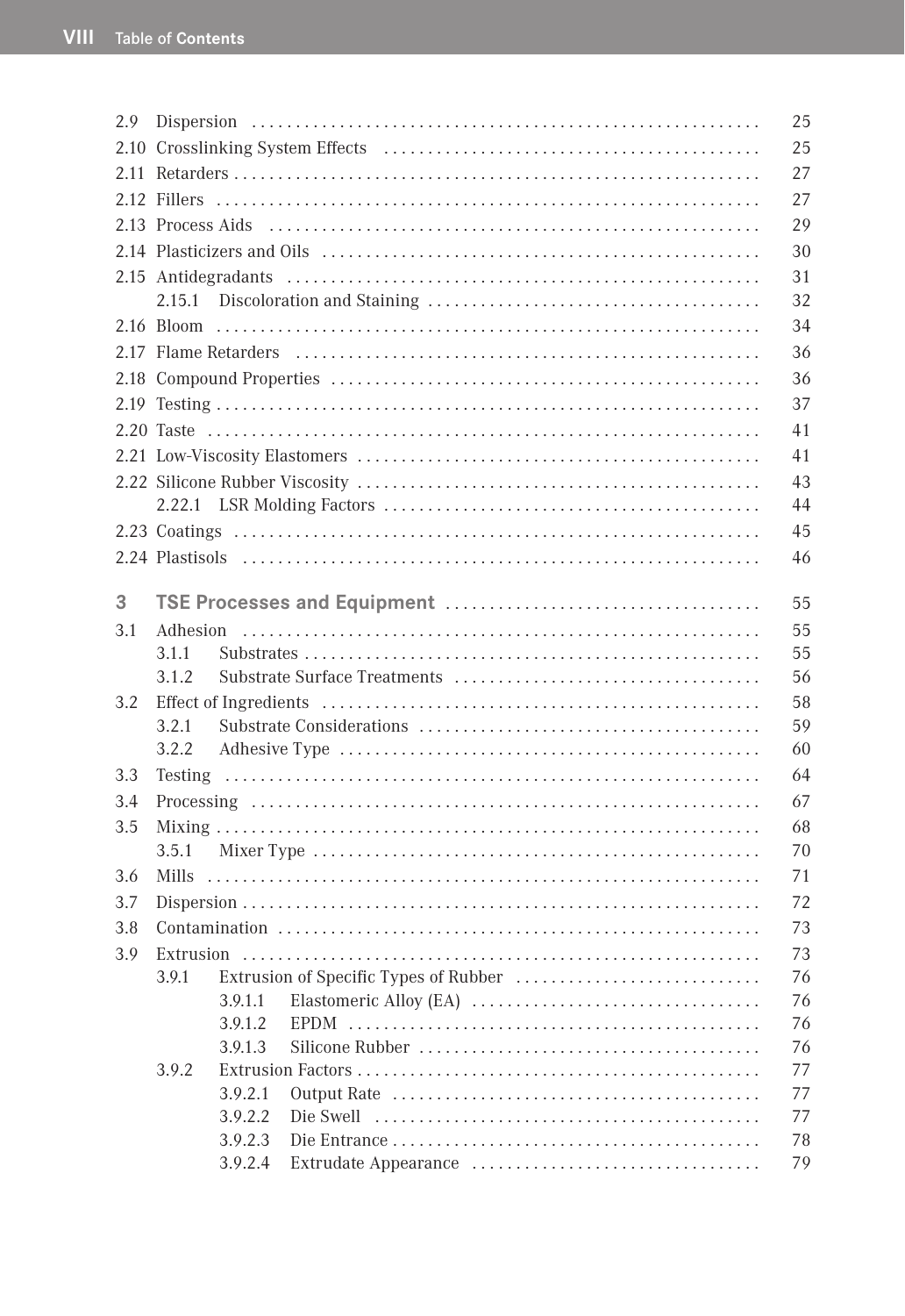2.9 Dispersion ... 25
2.10 Crosslinking System Effects ... 25
2.11 Retarders ... 27
2.12 Fillers ... 27
2.13 Process Aids ... 29
2.14 Plasticizers and Oils ... 30
2.15 Antidegradants ... 31
  2.15.1 Discoloration and Staining ... 32
2.16 Bloom ... 34
2.17 Flame Retarders ... 36
2.18 Compound Properties ... 36
2.19 Testing ... 37
2.20 Taste ... 41
2.21 Low-Viscosity Elastomers ... 41
2.22 Silicone Rubber Viscosity ... 43
  2.22.1 LSR Molding Factors ... 44
2.23 Coatings ... 45
2.24 Plastisols ... 46

**3 TSE Processes and Equipment ... 55**

3.1 Adhesion ... 55
  3.1.1 Substrates ... 55
  3.1.2 Substrate Surface Treatments ... 56
3.2 Effect of Ingredients ... 58
  3.2.1 Substrate Considerations ... 59
  3.2.2 Adhesive Type ... 60
3.3 Testing ... 64
3.4 Processing ... 67
3.5 Mixing ... 68
  3.5.1 Mixer Type ... 70
3.6 Mills ... 71
3.7 Dispersion ... 72
3.8 Contamination ... 73
3.9 Extrusion ... 73
  3.9.1 Extrusion of Specific Types of Rubber ... 76
    3.9.1.1 Elastomeric Alloy (EA) ... 76
    3.9.1.2 EPDM ... 76
    3.9.1.3 Silicone Rubber ... 76
  3.9.2 Extrusion Factors ... 77
    3.9.2.1 Output Rate ... 77
    3.9.2.2 Die Swell ... 77
    3.9.2.3 Die Entrance ... 78
    3.9.2.4 Extrudate Appearance ... 79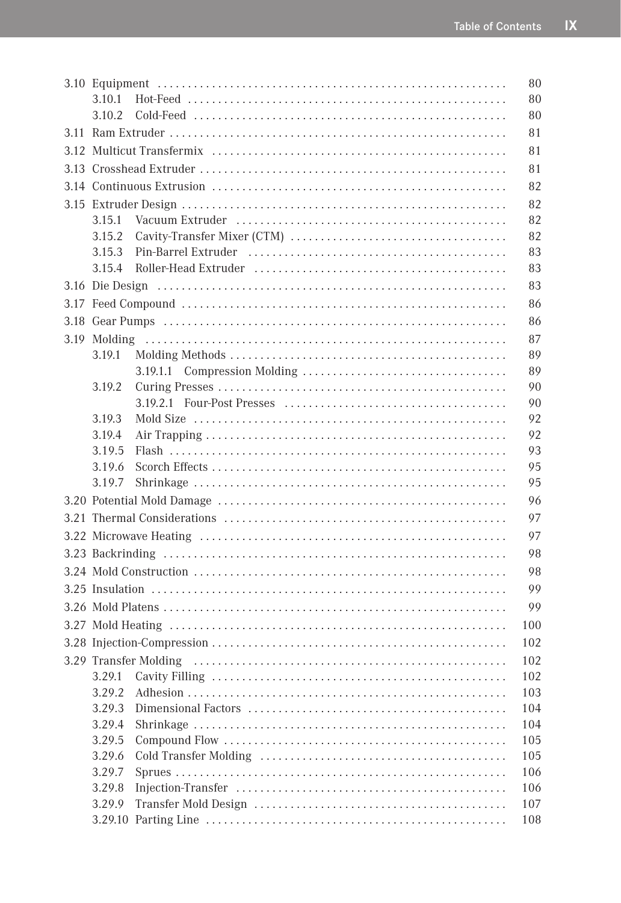3.10 Equipment ... 80
  3.10.1 Hot-Feed ... 80
  3.10.2 Cold-Feed ... 80

3.11 Ram Extruder ... 81

3.12 Multicut Transfermix ... 81

3.13 Crosshead Extruder ... 81

3.14 Continuous Extrusion ... 82

3.15 Extruder Design ... 82
  3.15.1 Vacuum Extruder ... 82
  3.15.2 Cavity-Transfer Mixer (CTM) ... 82
  3.15.3 Pin-Barrel Extruder ... 83
  3.15.4 Roller-Head Extruder ... 83

3.16 Die Design ... 83

3.17 Feed Compound ... 86

3.18 Gear Pumps ... 86

3.19 Molding ... 87
  3.19.1 Molding Methods ... 89
    3.19.1.1 Compression Molding ... 89
  3.19.2 Curing Presses ... 90
    3.19.2.1 Four-Post Presses ... 90
  3.19.3 Mold Size ... 92
  3.19.4 Air Trapping ... 92
  3.19.5 Flash ... 93
  3.19.6 Scorch Effects ... 95
  3.19.7 Shrinkage ... 95

3.20 Potential Mold Damage ... 96

3.21 Thermal Considerations ... 97

3.22 Microwave Heating ... 97

3.23 Backrinding ... 98

3.24 Mold Construction ... 98

3.25 Insulation ... 99

3.26 Mold Platens ... 99

3.27 Mold Heating ... 100

3.28 Injection-Compression ... 102

3.29 Transfer Molding ... 102
  3.29.1 Cavity Filling ... 102
  3.29.2 Adhesion ... 103
  3.29.3 Dimensional Factors ... 104
  3.29.4 Shrinkage ... 104
  3.29.5 Compound Flow ... 105
  3.29.6 Cold Transfer Molding ... 105
  3.29.7 Sprues ... 106
  3.29.8 Injection-Transfer ... 106
  3.29.9 Transfer Mold Design ... 107
  3.29.10 Parting Line ... 108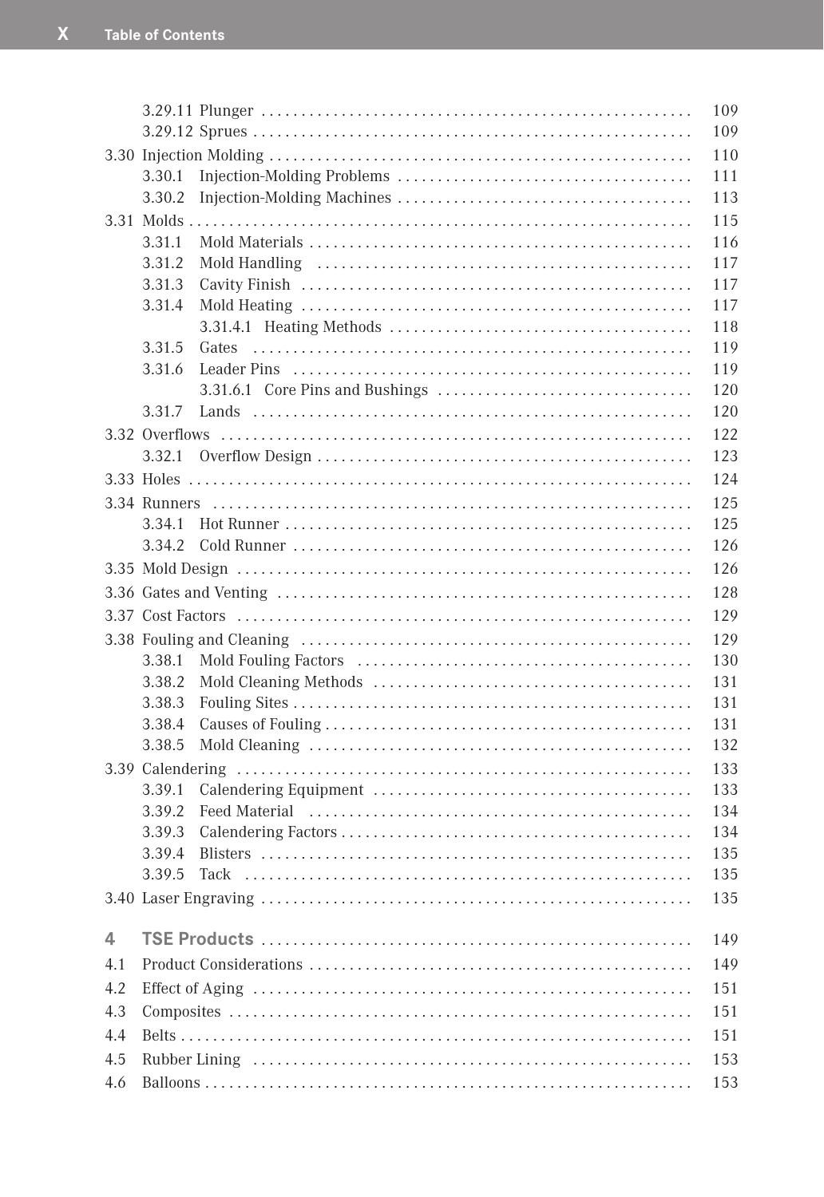3.29.11 Plunger ... 109
3.29.12 Sprues ... 109

3.30 Injection Molding ... 110
3.30.1 Injection-Molding Problems ... 111
3.30.2 Injection-Molding Machines ... 113

3.31 Molds ... 115
3.31.1 Mold Materials ... 116
3.31.2 Mold Handling ... 117
3.31.3 Cavity Finish ... 117
3.31.4 Mold Heating ... 117
3.31.4.1 Heating Methods ... 118
3.31.5 Gates ... 119
3.31.6 Leader Pins ... 119
3.31.6.1 Core Pins and Bushings ... 120
3.31.7 Lands ... 120

3.32 Overflows ... 122
3.32.1 Overflow Design ... 123

3.33 Holes ... 124

3.34 Runners ... 125
3.34.1 Hot Runner ... 125
3.34.2 Cold Runner ... 126

3.35 Mold Design ... 126

3.36 Gates and Venting ... 128

3.37 Cost Factors ... 129

3.38 Fouling and Cleaning ... 129
3.38.1 Mold Fouling Factors ... 130
3.38.2 Mold Cleaning Methods ... 131
3.38.3 Fouling Sites ... 131
3.38.4 Causes of Fouling ... 131
3.38.5 Mold Cleaning ... 132

3.39 Calendering ... 133
3.39.1 Calendering Equipment ... 133
3.39.2 Feed Material ... 134
3.39.3 Calendering Factors ... 134
3.39.4 Blisters ... 135
3.39.5 Tack ... 135

3.40 Laser Engraving ... 135

**4 TSE Products ... 149**

4.1 Product Considerations ... 149

4.2 Effect of Aging ... 151

4.3 Composites ... 151

4.4 Belts ... 151

4.5 Rubber Lining ... 153

4.6 Balloons ... 153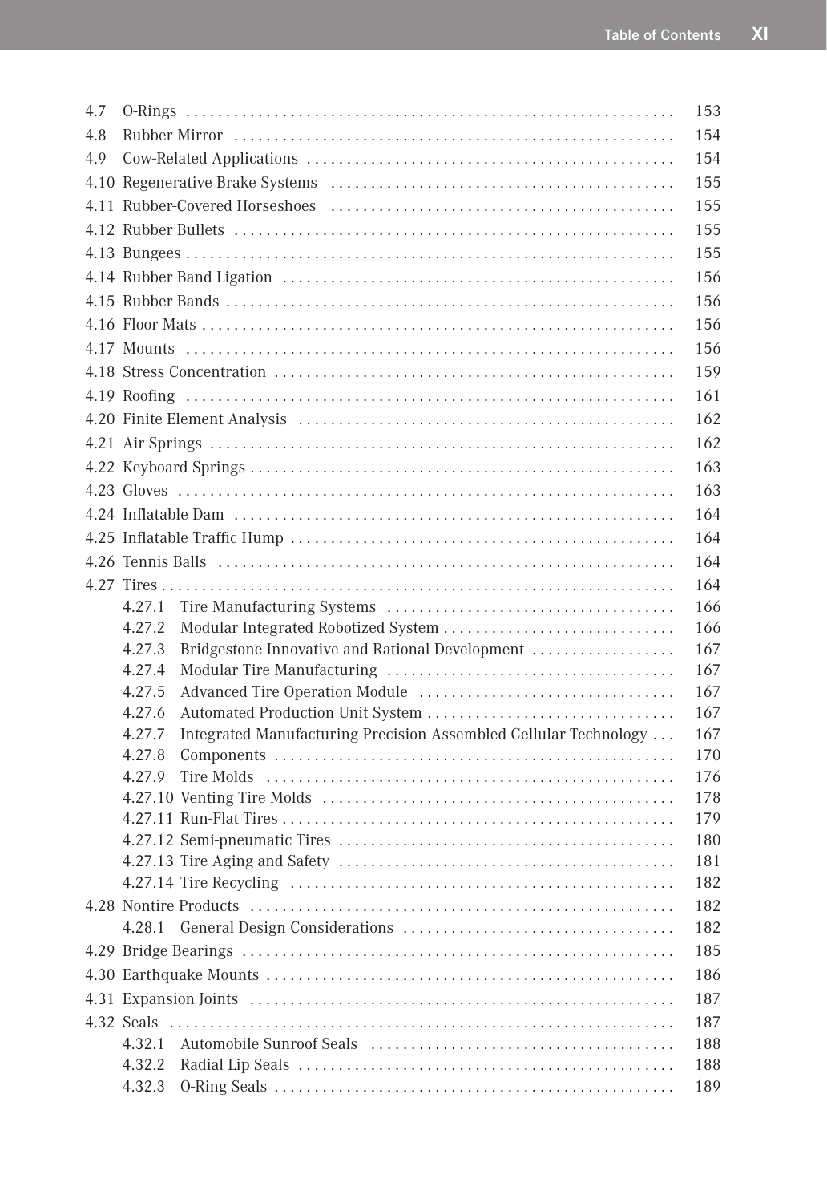4.7 O-Rings . . . . . . . . . . . . . . . . . . . . . . . . . . . . . . . . . . . . . . . . . . . . . . . . . . . . . . . . . . . . 153
4.8 Rubber Mirror . . . . . . . . . . . . . . . . . . . . . . . . . . . . . . . . . . . . . . . . . . . . . . . . . . . . . . . 154
4.9 Cow-Related Applications . . . . . . . . . . . . . . . . . . . . . . . . . . . . . . . . . . . . . . . . . . . . . . 154
4.10 Regenerative Brake Systems . . . . . . . . . . . . . . . . . . . . . . . . . . . . . . . . . . . . . . . . . . . 155
4.11 Rubber-Covered Horseshoes . . . . . . . . . . . . . . . . . . . . . . . . . . . . . . . . . . . . . . . . . . . 155
4.12 Rubber Bullets . . . . . . . . . . . . . . . . . . . . . . . . . . . . . . . . . . . . . . . . . . . . . . . . . . . . . . 155
4.13 Bungees . . . . . . . . . . . . . . . . . . . . . . . . . . . . . . . . . . . . . . . . . . . . . . . . . . . . . . . . . . . . 155
4.14 Rubber Band Ligation . . . . . . . . . . . . . . . . . . . . . . . . . . . . . . . . . . . . . . . . . . . . . . . . 156
4.15 Rubber Bands . . . . . . . . . . . . . . . . . . . . . . . . . . . . . . . . . . . . . . . . . . . . . . . . . . . . . . . 156
4.16 Floor Mats . . . . . . . . . . . . . . . . . . . . . . . . . . . . . . . . . . . . . . . . . . . . . . . . . . . . . . . . . . 156
4.17 Mounts . . . . . . . . . . . . . . . . . . . . . . . . . . . . . . . . . . . . . . . . . . . . . . . . . . . . . . . . . . . . 156
4.18 Stress Concentration . . . . . . . . . . . . . . . . . . . . . . . . . . . . . . . . . . . . . . . . . . . . . . . . . 159
4.19 Roofing . . . . . . . . . . . . . . . . . . . . . . . . . . . . . . . . . . . . . . . . . . . . . . . . . . . . . . . . . . . . 161
4.20 Finite Element Analysis . . . . . . . . . . . . . . . . . . . . . . . . . . . . . . . . . . . . . . . . . . . . . . 162
4.21 Air Springs . . . . . . . . . . . . . . . . . . . . . . . . . . . . . . . . . . . . . . . . . . . . . . . . . . . . . . . . . 162
4.22 Keyboard Springs . . . . . . . . . . . . . . . . . . . . . . . . . . . . . . . . . . . . . . . . . . . . . . . . . . . . 163
4.23 Gloves . . . . . . . . . . . . . . . . . . . . . . . . . . . . . . . . . . . . . . . . . . . . . . . . . . . . . . . . . . . . . 163
4.24 Inflatable Dam . . . . . . . . . . . . . . . . . . . . . . . . . . . . . . . . . . . . . . . . . . . . . . . . . . . . . . 164
4.25 Inflatable Traffic Hump . . . . . . . . . . . . . . . . . . . . . . . . . . . . . . . . . . . . . . . . . . . . . . . 164
4.26 Tennis Balls . . . . . . . . . . . . . . . . . . . . . . . . . . . . . . . . . . . . . . . . . . . . . . . . . . . . . . . . 164
4.27 Tires . . . . . . . . . . . . . . . . . . . . . . . . . . . . . . . . . . . . . . . . . . . . . . . . . . . . . . . . . . . . . . . 164
    4.27.1 Tire Manufacturing Systems . . . . . . . . . . . . . . . . . . . . . . . . . . . . . . . . . . . . 166
    4.27.2 Modular Integrated Robotized System . . . . . . . . . . . . . . . . . . . . . . . . . . . . 166
    4.27.3 Bridgestone Innovative and Rational Development . . . . . . . . . . . . . . . . . . 167
    4.27.4 Modular Tire Manufacturing . . . . . . . . . . . . . . . . . . . . . . . . . . . . . . . . . . . . 167
    4.27.5 Advanced Tire Operation Module . . . . . . . . . . . . . . . . . . . . . . . . . . . . . . . . 167
    4.27.6 Automated Production Unit System . . . . . . . . . . . . . . . . . . . . . . . . . . . . . . 167
    4.27.7 Integrated Manufacturing Precision Assembled Cellular Technology . . . 167
    4.27.8 Components . . . . . . . . . . . . . . . . . . . . . . . . . . . . . . . . . . . . . . . . . . . . . . . . . 170
    4.27.9 Tire Molds . . . . . . . . . . . . . . . . . . . . . . . . . . . . . . . . . . . . . . . . . . . . . . . . . . 176
    4.27.10 Venting Tire Molds . . . . . . . . . . . . . . . . . . . . . . . . . . . . . . . . . . . . . . . . . . . 178
    4.27.11 Run-Flat Tires . . . . . . . . . . . . . . . . . . . . . . . . . . . . . . . . . . . . . . . . . . . . . . . 179
    4.27.12 Semi-pneumatic Tires . . . . . . . . . . . . . . . . . . . . . . . . . . . . . . . . . . . . . . . . . 180
    4.27.13 Tire Aging and Safety . . . . . . . . . . . . . . . . . . . . . . . . . . . . . . . . . . . . . . . . . 181
    4.27.14 Tire Recycling . . . . . . . . . . . . . . . . . . . . . . . . . . . . . . . . . . . . . . . . . . . . . . . 182
4.28 Nontire Products . . . . . . . . . . . . . . . . . . . . . . . . . . . . . . . . . . . . . . . . . . . . . . . . . . . . 182
    4.28.1 General Design Considerations . . . . . . . . . . . . . . . . . . . . . . . . . . . . . . . . . 182
4.29 Bridge Bearings . . . . . . . . . . . . . . . . . . . . . . . . . . . . . . . . . . . . . . . . . . . . . . . . . . . . . 185
4.30 Earthquake Mounts . . . . . . . . . . . . . . . . . . . . . . . . . . . . . . . . . . . . . . . . . . . . . . . . . . 186
4.31 Expansion Joints . . . . . . . . . . . . . . . . . . . . . . . . . . . . . . . . . . . . . . . . . . . . . . . . . . . . 187
4.32 Seals . . . . . . . . . . . . . . . . . . . . . . . . . . . . . . . . . . . . . . . . . . . . . . . . . . . . . . . . . . . . . . 187
    4.32.1 Automobile Sunroof Seals . . . . . . . . . . . . . . . . . . . . . . . . . . . . . . . . . . . . . . 188
    4.32.2 Radial Lip Seals . . . . . . . . . . . . . . . . . . . . . . . . . . . . . . . . . . . . . . . . . . . . . . 188
    4.32.3 O-Ring Seals . . . . . . . . . . . . . . . . . . . . . . . . . . . . . . . . . . . . . . . . . . . . . . . . 189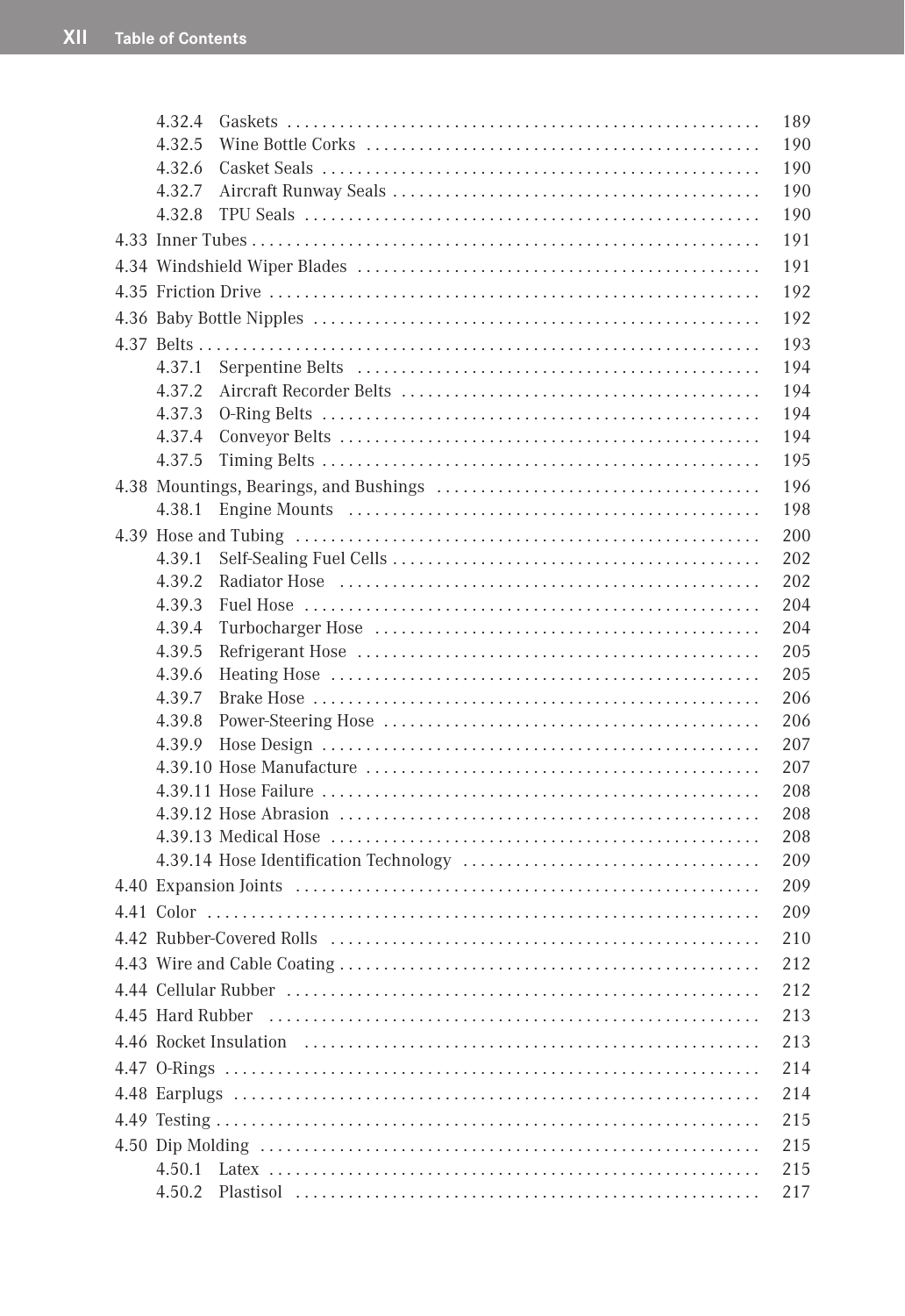4.32.4 Gaskets ....................................................... 189
4.32.5 Wine Bottle Corks ............................................. 190
4.32.6 Casket Seals .................................................. 190
4.32.7 Aircraft Runway Seals ......................................... 190
4.32.8 TPU Seals ..................................................... 190

4.33 Inner Tubes .......................................................... 191

4.34 Windshield Wiper Blades .............................................. 191

4.35 Friction Drive ....................................................... 192

4.36 Baby Bottle Nipples .................................................. 192

4.37 Belts ................................................................ 193
4.37.1 Serpentine Belts .............................................. 194
4.37.2 Aircraft Recorder Belts ........................................ 194
4.37.3 O-Ring Belts .................................................. 194
4.37.4 Conveyor Belts ................................................ 194
4.37.5 Timing Belts .................................................. 195

4.38 Mountings, Bearings, and Bushings .................................... 196
4.38.1 Engine Mounts ................................................ 198

4.39 Hose and Tubing ...................................................... 200
4.39.1 Self-Sealing Fuel Cells ........................................ 202
4.39.2 Radiator Hose ................................................ 202
4.39.3 Fuel Hose ..................................................... 204
4.39.4 Turbocharger Hose ............................................ 204
4.39.5 Refrigerant Hose .............................................. 205
4.39.6 Heating Hose .................................................. 205
4.39.7 Brake Hose .................................................... 206
4.39.8 Power-Steering Hose ........................................... 206
4.39.9 Hose Design ................................................... 207
4.39.10 Hose Manufacture ............................................. 207
4.39.11 Hose Failure .................................................. 208
4.39.12 Hose Abrasion ................................................ 208
4.39.13 Medical Hose .................................................. 208
4.39.14 Hose Identification Technology ................................. 209

4.40 Expansion Joints ..................................................... 209

4.41 Color ................................................................ 209

4.42 Rubber-Covered Rolls ................................................. 210

4.43 Wire and Cable Coating ................................................ 212

4.44 Cellular Rubber ...................................................... 212

4.45 Hard Rubber ......................................................... 213

4.46 Rocket Insulation .................................................... 213

4.47 O-Rings .............................................................. 214

4.48 Earplugs ............................................................. 214

4.49 Testing ............................................................... 215

4.50 Dip Molding .......................................................... 215
4.50.1 Latex ......................................................... 215
4.50.2 Plastisol ..................................................... 217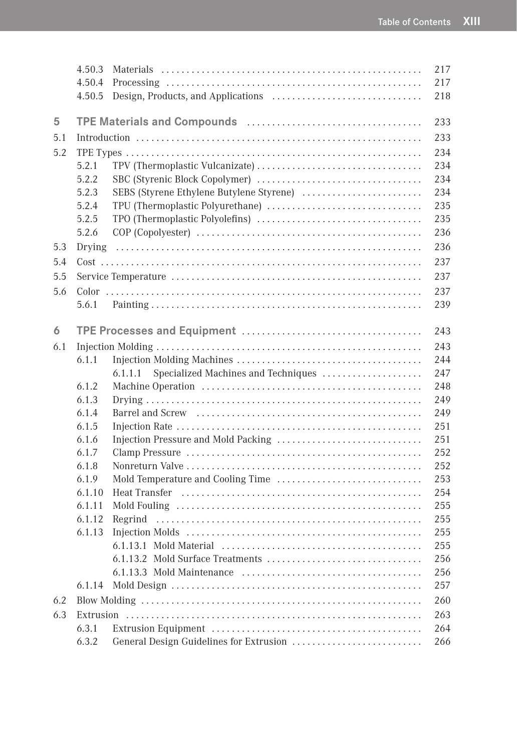4.50.3 Materials ... 217
4.50.4 Processing ... 217
4.50.5 Design, Products, and Applications ... 218

**5 TPE Materials and Compounds ... 233**

5.1 Introduction ... 233
5.2 TPE Types ... 234
5.2.1 TPV (Thermoplastic Vulcanizate) ... 234
5.2.2 SBC (Styrenic Block Copolymer) ... 234
5.2.3 SEBS (Styrene Ethylene Butylene Styrene) ... 234
5.2.4 TPU (Thermoplastic Polyurethane) ... 235
5.2.5 TPO (Thermoplastic Polyolefins) ... 235
5.2.6 COP (Copolyester) ... 236
5.3 Drying ... 236
5.4 Cost ... 237
5.5 Service Temperature ... 237
5.6 Color ... 237
5.6.1 Painting ... 239

**6 TPE Processes and Equipment ... 243**

6.1 Injection Molding ... 243
6.1.1 Injection Molding Machines ... 244
6.1.1.1 Specialized Machines and Techniques ... 247
6.1.2 Machine Operation ... 248
6.1.3 Drying ... 249
6.1.4 Barrel and Screw ... 249
6.1.5 Injection Rate ... 251
6.1.6 Injection Pressure and Mold Packing ... 251
6.1.7 Clamp Pressure ... 252
6.1.8 Nonreturn Valve ... 252
6.1.9 Mold Temperature and Cooling Time ... 253
6.1.10 Heat Transfer ... 254
6.1.11 Mold Fouling ... 255
6.1.12 Regrind ... 255
6.1.13 Injection Molds ... 255
6.1.13.1 Mold Material ... 255
6.1.13.2 Mold Surface Treatments ... 256
6.1.13.3 Mold Maintenance ... 256
6.1.14 Mold Design ... 257
6.2 Blow Molding ... 260
6.3 Extrusion ... 263
6.3.1 Extrusion Equipment ... 264
6.3.2 General Design Guidelines for Extrusion ... 266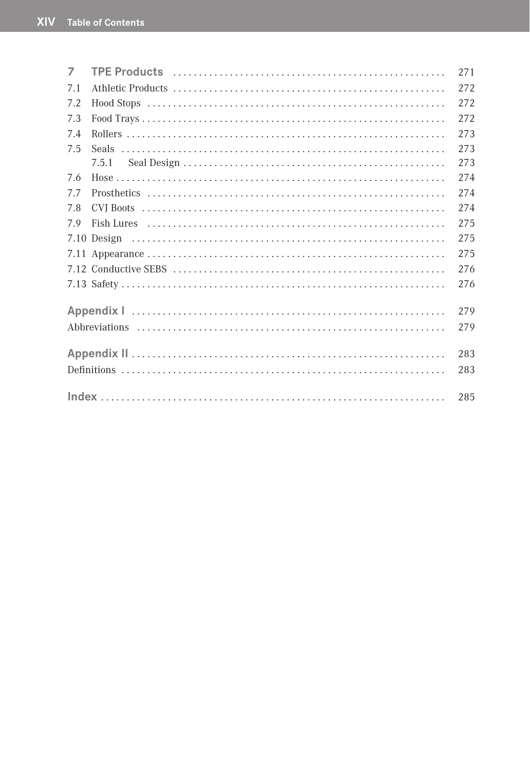**7 TPE Products** . . . . . . . . . . . . . . . . . . . . . . . . . . . . . . . . . . . . . 271

7.1 Athletic Products . . . . . . . . . . . . . . . . . . . . . . . . . . . . . . . . . . . . . 272

7.2 Hood Stops . . . . . . . . . . . . . . . . . . . . . . . . . . . . . . . . . . . . . 272

7.3 Food Trays . . . . . . . . . . . . . . . . . . . . . . . . . . . . . . . . . . . . . 272

7.4 Rollers . . . . . . . . . . . . . . . . . . . . . . . . . . . . . . . . . . . . . 273

7.5 Seals . . . . . . . . . . . . . . . . . . . . . . . . . . . . . . . . . . . . . 273

7.5.1 Seal Design . . . . . . . . . . . . . . . . . . . . . . . . . . . . . . . . . . . . . 273

7.6 Hose . . . . . . . . . . . . . . . . . . . . . . . . . . . . . . . . . . . . . 274

7.7 Prosthetics . . . . . . . . . . . . . . . . . . . . . . . . . . . . . . . . . . . . . 274

7.8 CVJ Boots . . . . . . . . . . . . . . . . . . . . . . . . . . . . . . . . . . . . . 274

7.9 Fish Lures . . . . . . . . . . . . . . . . . . . . . . . . . . . . . . . . . . . . . 275

7.10 Design . . . . . . . . . . . . . . . . . . . . . . . . . . . . . . . . . . . . . 275

7.11 Appearance . . . . . . . . . . . . . . . . . . . . . . . . . . . . . . . . . . . . . 275

7.12 Conductive SEBS . . . . . . . . . . . . . . . . . . . . . . . . . . . . . . . . . . . . . 276

7.13 Safety . . . . . . . . . . . . . . . . . . . . . . . . . . . . . . . . . . . . . 276

**Appendix I** . . . . . . . . . . . . . . . . . . . . . . . . . . . . . . . . . . . . . 279

Abbreviations . . . . . . . . . . . . . . . . . . . . . . . . . . . . . . . . . . . . . 279

**Appendix II** . . . . . . . . . . . . . . . . . . . . . . . . . . . . . . . . . . . . . 283

Definitions . . . . . . . . . . . . . . . . . . . . . . . . . . . . . . . . . . . . . 283

**Index** . . . . . . . . . . . . . . . . . . . . . . . . . . . . . . . . . . . . . 285